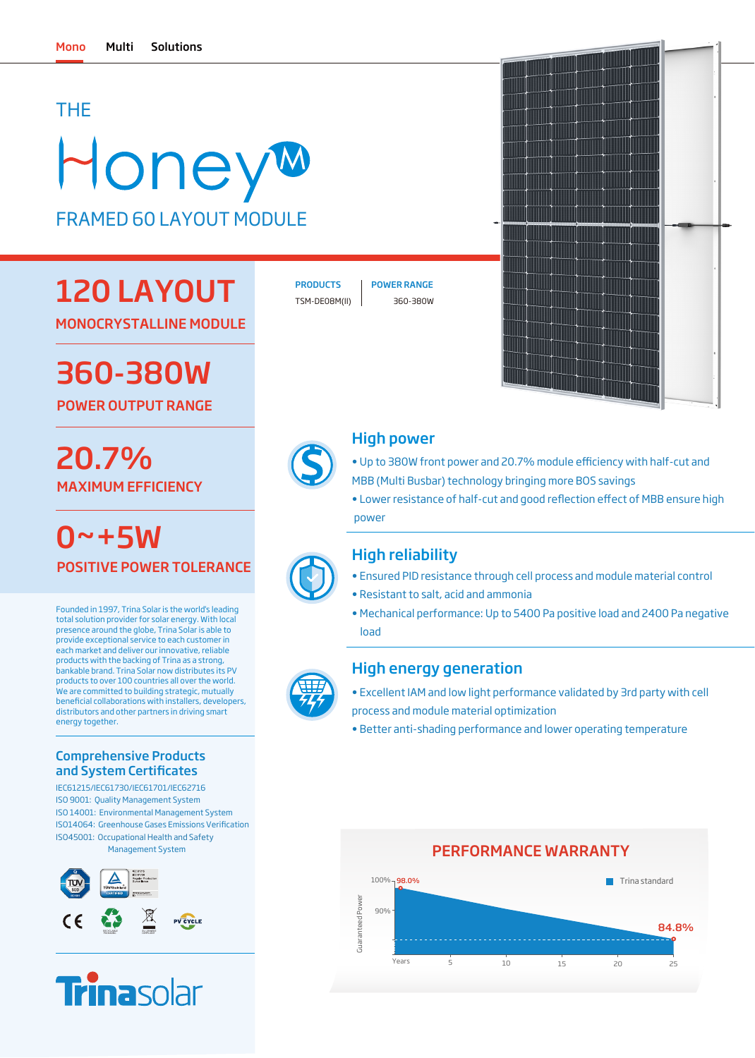Mono Multi Solutions

# THE Honey M

## FRAMED 60 LAYOUT MODULE

## 120 LAYOUT

MONOCRYSTALLINE MODULE

## 360-380W

POWER OUTPUT RANGE

## 20.7%

MAXIMUM EFFICIENCY

## 0~+5W

POSITIVE POWER TOLERANCE

| PRODUCTS | POWER RANGE |
| --- | --- |
| TSM-DE08M(II) | 360-380W |

Founded in 1997, Trina Solar is the world's leading total solution provider for solar energy. With local presence around the globe, Trina Solar is able to provide exceptional service to each customer in each market and deliver our innovative, reliable products with the backing of Trina as a strong, bankable brand. Trina Solar now distributes its PV products to over 100 countries all over the world. We are committed to building strategic, mutually beneficial collaborations with installers, developers, distributors and other partners in driving smart energy together.

### High power

- Up to 380W front power and 20.7% module efficiency with half-cut and MBB (Multi Busbar) technology bringing more BOS savings
- Lower resistance of half-cut and good reflection effect of MBB ensure high power

### High reliability

- Ensured PID resistance through cell process and module material control
- Resistant to salt, acid and ammonia
- Mechanical performance: Up to 5400 Pa positive load and 2400 Pa negative load

### High energy generation

- Excellent IAM and low light performance validated by 3rd party with cell process and module material optimization
- Better anti-shading performance and lower operating temperature

### Comprehensive Products and System Certificates

IEC61215/IEC61730/IEC61701/IEC62716
ISO 9001: Quality Management System
ISO 14001: Environmental Management System
ISO14064: Greenhouse Gases Emissions Verification
ISO45001: Occupational Health and Safety Management System

### PERFORMANCE WARRANTY

Trina standard

Guaranteed Power: 100%, 90%; 98.0% (start) to 84.8% (year 25)

Years: 5, 10, 15, 20, 25

Trinasolar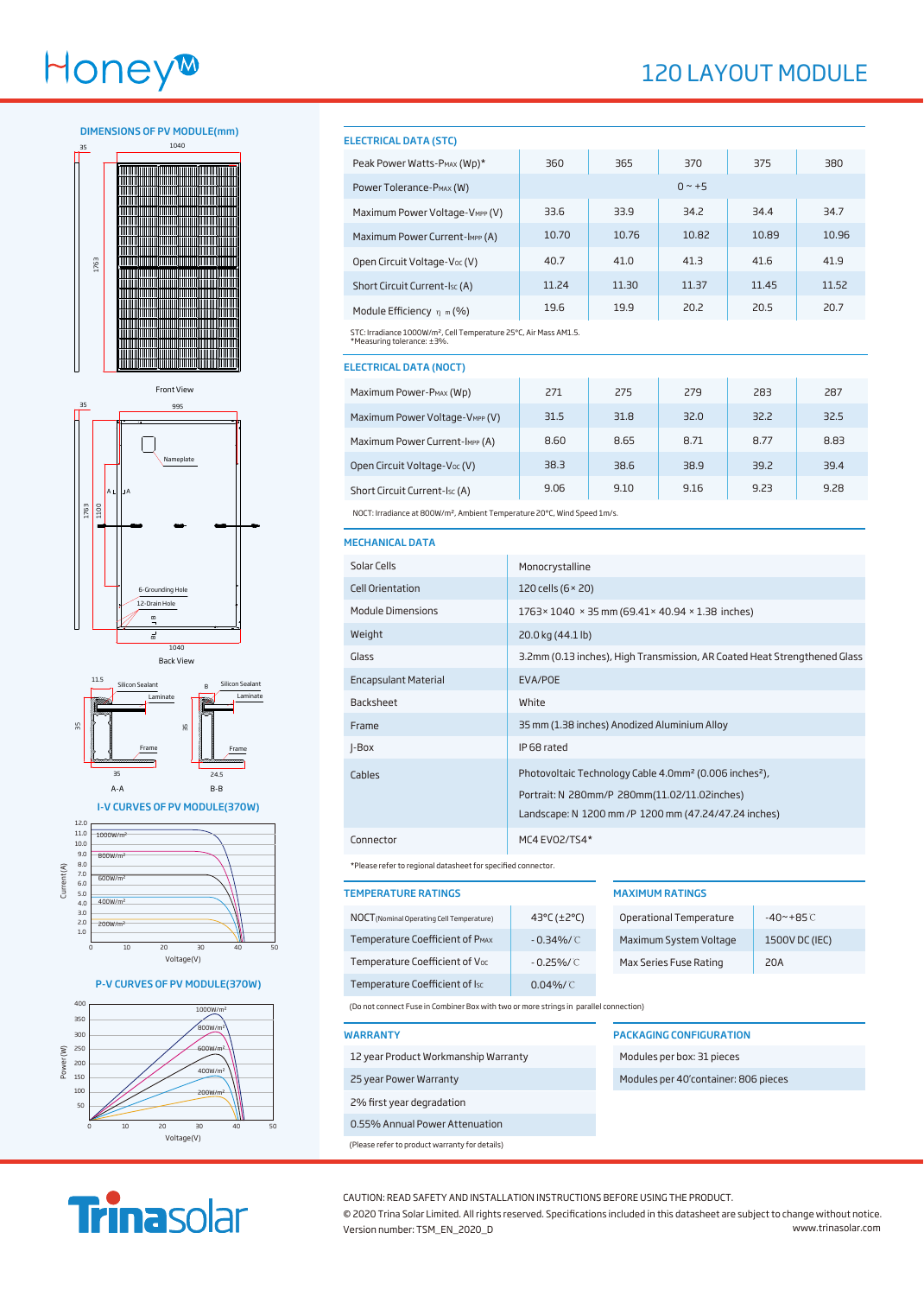# 120 LAYOUT MODULE

## DIMENSIONS OF PV MODULE(mm)

35
1040
1763

Front View

35
995
Nameplate
A
A
1763
1100
6-Grounding Hole
12-Drain Hole
B
B
1040

Back View

11.5
Silicon Sealant
Laminate
35
Frame
35
A-A

B
Silicon Sealant
Laminate
35
Frame
24.5
B-B

## I-V CURVES OF PV MODULE(370W)

Current(A)
12.0
11.0
10.0
9.0
8.0
7.0
6.0
5.0
4.0
3.0
2.0
1.0
1000W/m²
800W/m²
600W/m²
400W/m²
200W/m²
0 10 20 30 40 50
Voltage(V)

## P-V CURVES OF PV MODULE(370W)

Power(W)
400
350
300
250
200
150
100
50
1000W/m²
800W/m²
600W/m²
400W/m²
200W/m²
0 10 20 30 40 50
Voltage(V)

## ELECTRICAL DATA (STC)

| | | | | | |
|---|---|---|---|---|---|
| Peak Power Watts-$P_{MAX}$ (Wp)* | 360 | 365 | 370 | 375 | 380 |
| Power Tolerance-$P_{MAX}$ (W) | 0 ~ +5 | | | | |
| Maximum Power Voltage-$V_{MPP}$ (V) | 33.6 | 33.9 | 34.2 | 34.4 | 34.7 |
| Maximum Power Current-$I_{MPP}$ (A) | 10.70 | 10.76 | 10.82 | 10.89 | 10.96 |
| Open Circuit Voltage-$V_{OC}$ (V) | 40.7 | 41.0 | 41.3 | 41.6 | 41.9 |
| Short Circuit Current-$I_{SC}$ (A) | 11.24 | 11.30 | 11.37 | 11.45 | 11.52 |
| Module Efficiency $\eta_m$ (%) | 19.6 | 19.9 | 20.2 | 20.5 | 20.7 |

STC: Irradiance 1000W/m², Cell Temperature 25°C, Air Mass AM1.5.
*Measuring tolerance: ±3%.

## ELECTRICAL DATA (NOCT)

| | | | | | |
|---|---|---|---|---|---|
| Maximum Power-$P_{MAX}$ (Wp) | 271 | 275 | 279 | 283 | 287 |
| Maximum Power Voltage-$V_{MPP}$ (V) | 31.5 | 31.8 | 32.0 | 32.2 | 32.5 |
| Maximum Power Current-$I_{MPP}$ (A) | 8.60 | 8.65 | 8.71 | 8.77 | 8.83 |
| Open Circuit Voltage-$V_{OC}$ (V) | 38.3 | 38.6 | 38.9 | 39.2 | 39.4 |
| Short Circuit Current-$I_{SC}$ (A) | 9.06 | 9.10 | 9.16 | 9.23 | 9.28 |

NOCT: Irradiance at 800W/m², Ambient Temperature 20°C, Wind Speed 1m/s.

## MECHANICAL DATA

| | |
|---|---|
| Solar Cells | Monocrystalline |
| Cell Orientation | 120 cells (6× 20) |
| Module Dimensions | 1763× 1040 × 35 mm (69.41× 40.94 × 1.38 inches) |
| Weight | 20.0 kg (44.1 lb) |
| Glass | 3.2mm (0.13 inches), High Transmission, AR Coated Heat Strengthened Glass |
| Encapsulant Material | EVA/POE |
| Backsheet | White |
| Frame | 35 mm (1.38 inches) Anodized Aluminium Alloy |
| J-Box | IP 68 rated |
| Cables | Photovoltaic Technology Cable 4.0mm² (0.006 inches²), Portrait: N 280mm/P 280mm(11.02/11.02inches) Landscape: N 1200 mm /P 1200 mm (47.24/47.24 inches) |
| Connector | MC4 EVO2/TS4* |

*Please refer to regional datasheet for specified connector.

## TEMPERATURE RATINGS

| | |
|---|---|
| NOCT (Nominal Operating Cell Temperature) | 43°C (±2°C) |
| Temperature Coefficient of $P_{MAX}$ | - 0.34%/℃ |
| Temperature Coefficient of $V_{OC}$ | - 0.25%/℃ |
| Temperature Coefficient of $I_{SC}$ | 0.04%/℃ |

## MAXIMUM RATINGS

| | |
|---|---|
| Operational Temperature | -40~+85℃ |
| Maximum System Voltage | 1500V DC (IEC) |
| Max Series Fuse Rating | 20A |

(Do not connect Fuse in Combiner Box with two or more strings in parallel connection)

## WARRANTY

12 year Product Workmanship Warranty

25 year Power Warranty

2% first year degradation

0.55% Annual Power Attenuation

(Please refer to product warranty for details)

## PACKAGING CONFIGURATION

Modules per box: 31 pieces

Modules per 40'container: 806 pieces

CAUTION: READ SAFETY AND INSTALLATION INSTRUCTIONS BEFORE USING THE PRODUCT.

© 2020 Trina Solar Limited. All rights reserved. Specifications included in this datasheet are subject to change without notice.

Version number: TSM_EN_2020_D

www.trinasolar.com